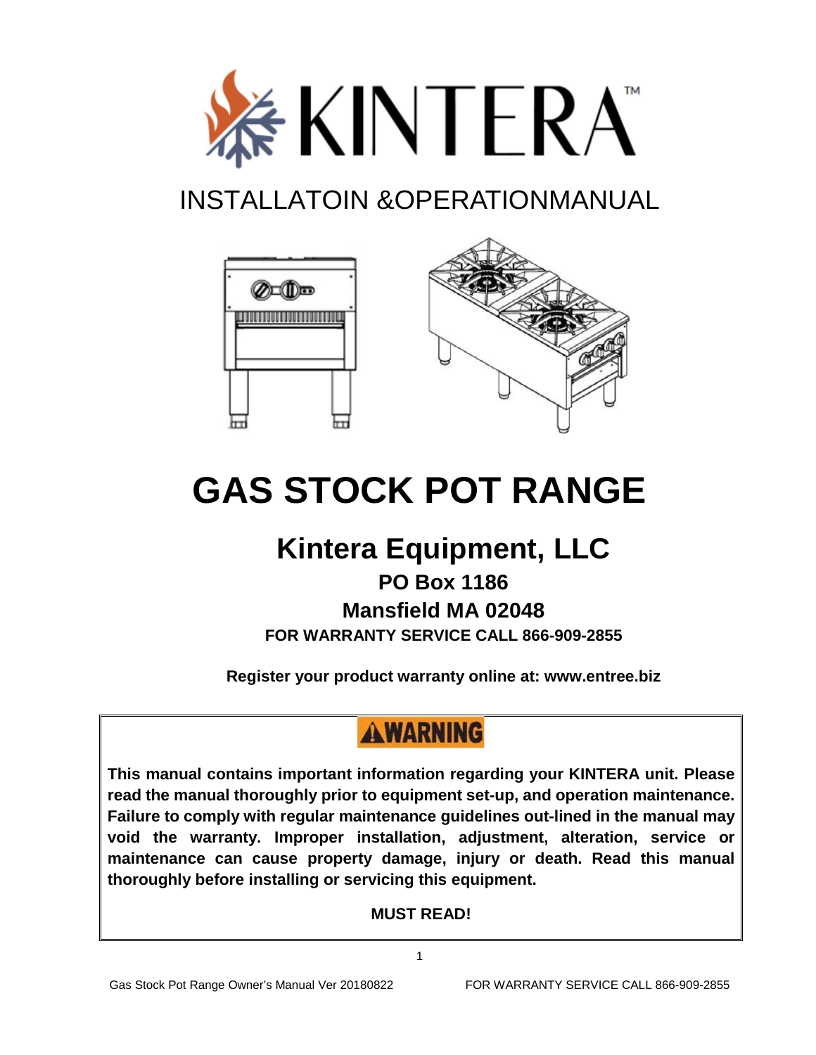# KINTERA™

INSTALLATOIN &OPERATIONMANUAL

# GAS STOCK POT RANGE

## Kintera Equipment, LLC

**PO Box 1186**

**Mansfield MA 02048**

**FOR WARRANTY SERVICE CALL 866-909-2855**

**Register your product warranty online at: www.entree.biz**

**⚠WARNING**

**This manual contains important information regarding your KINTERA unit. Please read the manual thoroughly prior to equipment set-up, and operation maintenance. Failure to comply with regular maintenance guidelines out-lined in the manual may void the warranty. Improper installation, adjustment, alteration, service or maintenance can cause property damage, injury or death. Read this manual thoroughly before installing or servicing this equipment.**

**MUST READ!**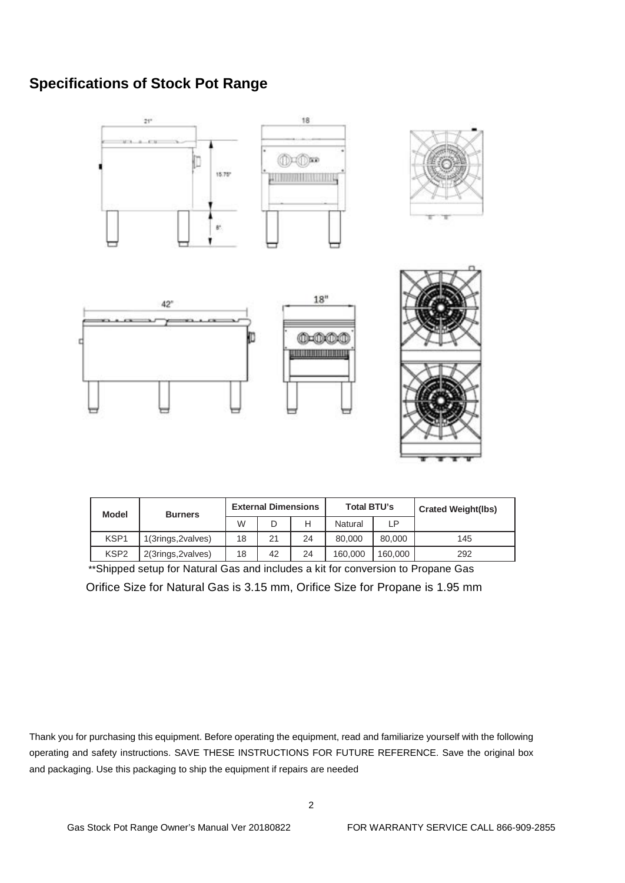## Specifications of Stock Pot Range

| Model | Burners | External Dimensions | | | Total BTU's | | Crated Weight(lbs) |
|---|---|---|---|---|---|---|---|
| | | W | D | H | Natural | LP | |
| KSP1 | 1(3rings,2valves) | 18 | 21 | 24 | 80,000 | 80,000 | 145 |
| KSP2 | 2(3rings,2valves) | 18 | 42 | 24 | 160,000 | 160,000 | 292 |

**Shipped setup for Natural Gas and includes a kit for conversion to Propane Gas

Orifice Size for Natural Gas is 3.15 mm, Orifice Size for Propane is 1.95 mm

Thank you for purchasing this equipment. Before operating the equipment, read and familiarize yourself with the following operating and safety instructions. SAVE THESE INSTRUCTIONS FOR FUTURE REFERENCE. Save the original box and packaging. Use this packaging to ship the equipment if repairs are needed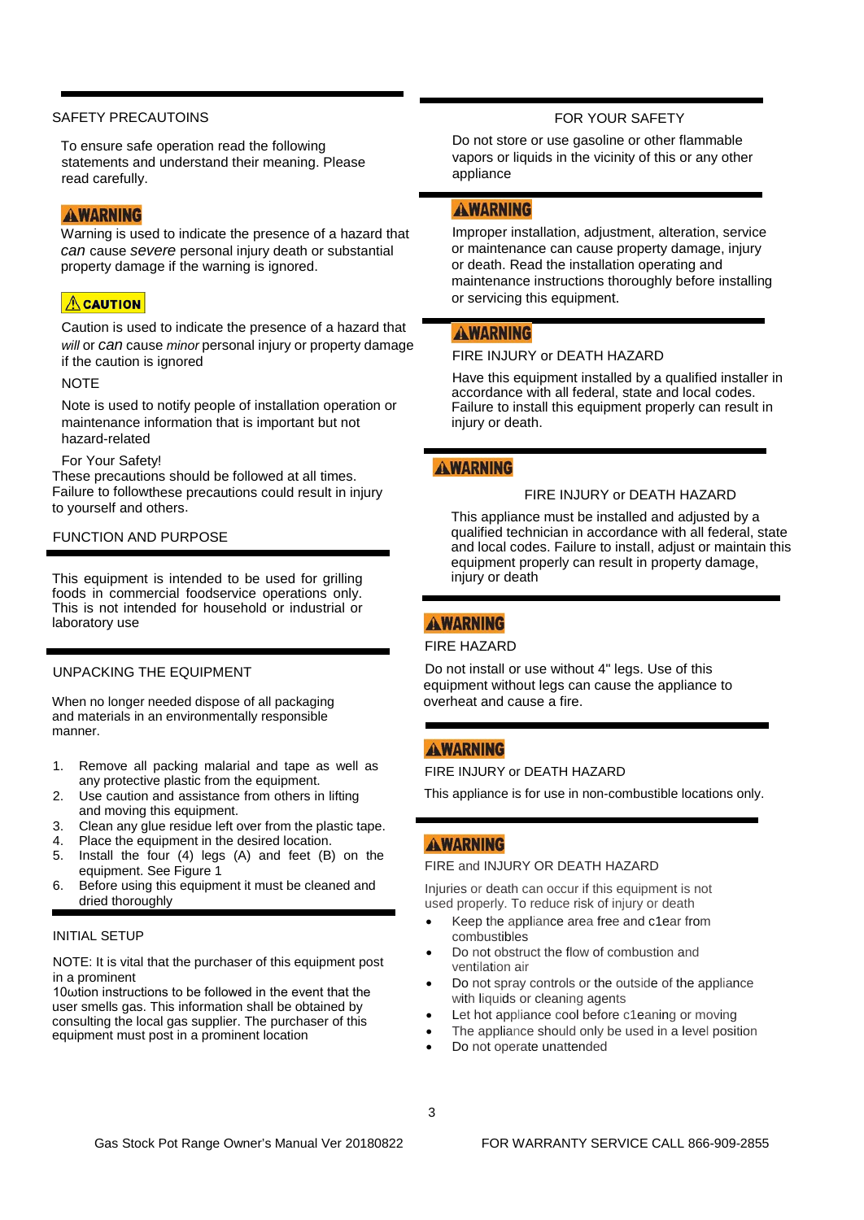## SAFETY PRECAUTOINS

To ensure safe operation read the following statements and understand their meaning. Please read carefully.

**⚠WARNING**

Warning is used to indicate the presence of a hazard that *can* cause *severe* personal injury death or substantial property damage if the warning is ignored.

**⚠CAUTION**

Caution is used to indicate the presence of a hazard that *will* or *can* cause *minor* personal injury or property damage if the caution is ignored

NOTE

Note is used to notify people of installation operation or maintenance information that is important but not hazard-related

For Your Safety!

These precautions should be followed at all times. Failure to followthese precautions could result in injury to yourself and others.

## FUNCTION AND PURPOSE

This equipment is intended to be used for grilling foods in commercial foodservice operations only. This is not intended for household or industrial or laboratory use

## UNPACKING THE EQUIPMENT

When no longer needed dispose of all packaging and materials in an environmentally responsible manner.

1. Remove all packing malarial and tape as well as any protective plastic from the equipment.
2. Use caution and assistance from others in lifting and moving this equipment.
3. Clean any glue residue left over from the plastic tape.
4. Place the equipment in the desired location.
5. Install the four (4) legs (A) and feet (B) on the equipment. See Figure 1
6. Before using this equipment it must be cleaned and dried thoroughly

## INITIAL SETUP

NOTE: It is vital that the purchaser of this equipment post in a prominent

10ωtion instructions to be followed in the event that the user smells gas. This information shall be obtained by consulting the local gas supplier. The purchaser of this equipment must post in a prominent location

## FOR YOUR SAFETY

Do not store or use gasoline or other flammable vapors or liquids in the vicinity of this or any other appliance

**⚠WARNING**

Improper installation, adjustment, alteration, service or maintenance can cause property damage, injury or death. Read the installation operating and maintenance instructions thoroughly before installing or servicing this equipment.

**⚠WARNING**

FIRE INJURY or DEATH HAZARD

Have this equipment installed by a qualified installer in accordance with all federal, state and local codes. Failure to install this equipment properly can result in injury or death.

**⚠WARNING**

FIRE INJURY or DEATH HAZARD

This appliance must be installed and adjusted by a qualified technician in accordance with all federal, state and local codes. Failure to install, adjust or maintain this equipment properly can result in property damage, injury or death

**⚠WARNING**

FIRE HAZARD

Do not install or use without 4" legs. Use of this equipment without legs can cause the appliance to overheat and cause a fire.

**⚠WARNING**

FIRE INJURY or DEATH HAZARD

This appliance is for use in non-combustible locations only.

**⚠WARNING**

FIRE and INJURY OR DEATH HAZARD

Injuries or death can occur if this equipment is not used properly. To reduce risk of injury or death

- Keep the appliance area free and c1ear from combustibles
- Do not obstruct the flow of combustion and ventilation air
- Do not spray controls or the outside of the appliance with liquids or cleaning agents
- Let hot appliance cool before c1eaning or moving
- The appliance should only be used in a level position
- Do not operate unattended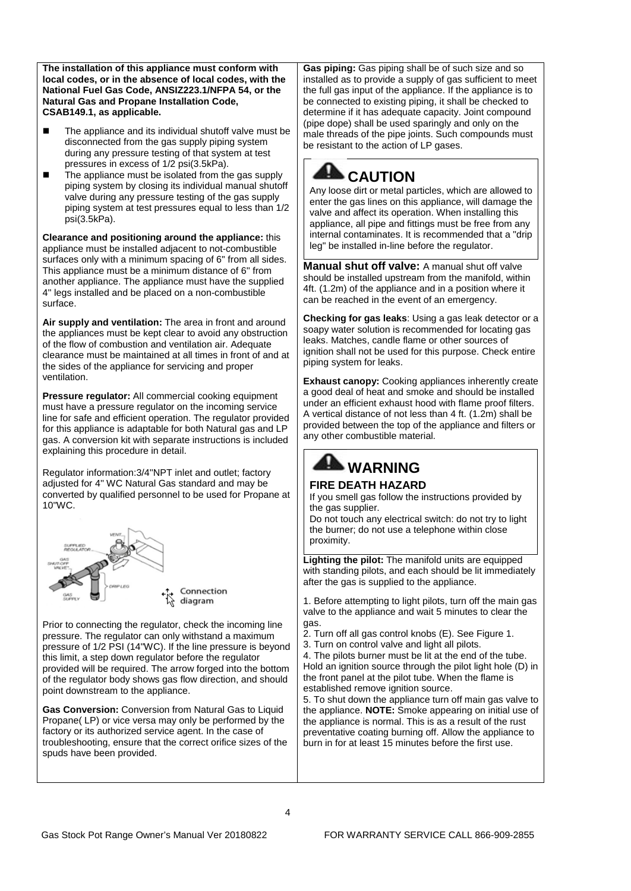**The installation of this appliance must conform with local codes, or in the absence of local codes, with the National Fuel Gas Code, ANSIZ223.1/NFPA 54, or the Natural Gas and Propane Installation Code, CSAB149.1, as applicable.**

- The appliance and its individual shutoff valve must be disconnected from the gas supply piping system during any pressure testing of that system at test pressures in excess of 1/2 psi(3.5kPa).
- The appliance must be isolated from the gas supply piping system by closing its individual manual shutoff valve during any pressure testing of the gas supply piping system at test pressures equal to less than 1/2 psi(3.5kPa).

**Clearance and positioning around the appliance:** this appliance must be installed adjacent to not-combustible surfaces only with a minimum spacing of 6" from all sides. This appliance must be a minimum distance of 6" from another appliance. The appliance must have the supplied 4" legs installed and be placed on a non-combustible surface.

**Air supply and ventilation:** The area in front and around the appliances must be kept clear to avoid any obstruction of the flow of combustion and ventilation air. Adequate clearance must be maintained at all times in front of and at the sides of the appliance for servicing and proper ventilation.

**Pressure regulator:** All commercial cooking equipment must have a pressure regulator on the incoming service line for safe and efficient operation. The regulator provided for this appliance is adaptable for both Natural gas and LP gas. A conversion kit with separate instructions is included explaining this procedure in detail.

Regulator information:3/4"NPT inlet and outlet; factory adjusted for 4" WC Natural Gas standard and may be converted by qualified personnel to be used for Propane at 10"WC.

SUPPLIED REGULATOR, VENT, GAS SHUT-OFF VALVE, DRIP LEG, GAS SUPPLY

Connection diagram

Prior to connecting the regulator, check the incoming line pressure. The regulator can only withstand a maximum pressure of 1/2 PSI (14"WC). If the line pressure is beyond this limit, a step down regulator before the regulator provided will be required. The arrow forged into the bottom of the regulator body shows gas flow direction, and should point downstream to the appliance.

**Gas Conversion:** Conversion from Natural Gas to Liquid Propane( LP) or vice versa may only be performed by the factory or its authorized service agent. In the case of troubleshooting, ensure that the correct orifice sizes of the spuds have been provided.

**Gas piping:** Gas piping shall be of such size and so installed as to provide a supply of gas sufficient to meet the full gas input of the appliance. If the appliance is to be connected to existing piping, it shall be checked to determine if it has adequate capacity. Joint compound (pipe dope) shall be used sparingly and only on the male threads of the pipe joints. Such compounds must be resistant to the action of LP gases.

## CAUTION

Any loose dirt or metal particles, which are allowed to enter the gas lines on this appliance, will damage the valve and affect its operation. When installing this appliance, all pipe and fittings must be free from any internal contaminates. It is recommended that a "drip leg" be installed in-line before the regulator.

**Manual shut off valve:** A manual shut off valve should be installed upstream from the manifold, within 4ft. (1.2m) of the appliance and in a position where it can be reached in the event of an emergency.

**Checking for gas leaks**: Using a gas leak detector or a soapy water solution is recommended for locating gas leaks. Matches, candle flame or other sources of ignition shall not be used for this purpose. Check entire piping system for leaks.

**Exhaust canopy:** Cooking appliances inherently create a good deal of heat and smoke and should be installed under an efficient exhaust hood with flame proof filters. A vertical distance of not less than 4 ft. (1.2m) shall be provided between the top of the appliance and filters or any other combustible material.

## WARNING

**FIRE DEATH HAZARD**

If you smell gas follow the instructions provided by the gas supplier.
Do not touch any electrical switch: do not try to light the burner; do not use a telephone within close proximity.

**Lighting the pilot:** The manifold units are equipped with standing pilots, and each should be lit immediately after the gas is supplied to the appliance.

1. Before attempting to light pilots, turn off the main gas valve to the appliance and wait 5 minutes to clear the gas.
2. Turn off all gas control knobs (E). See Figure 1.
3. Turn on control valve and light all pilots.
4. The pilots burner must be lit at the end of the tube. Hold an ignition source through the pilot light hole (D) in the front panel at the pilot tube. When the flame is established remove ignition source.
5. To shut down the appliance turn off main gas valve to the appliance. **NOTE:** Smoke appearing on initial use of the appliance is normal. This is as a result of the rust preventative coating burning off. Allow the appliance to burn in for at least 15 minutes before the first use.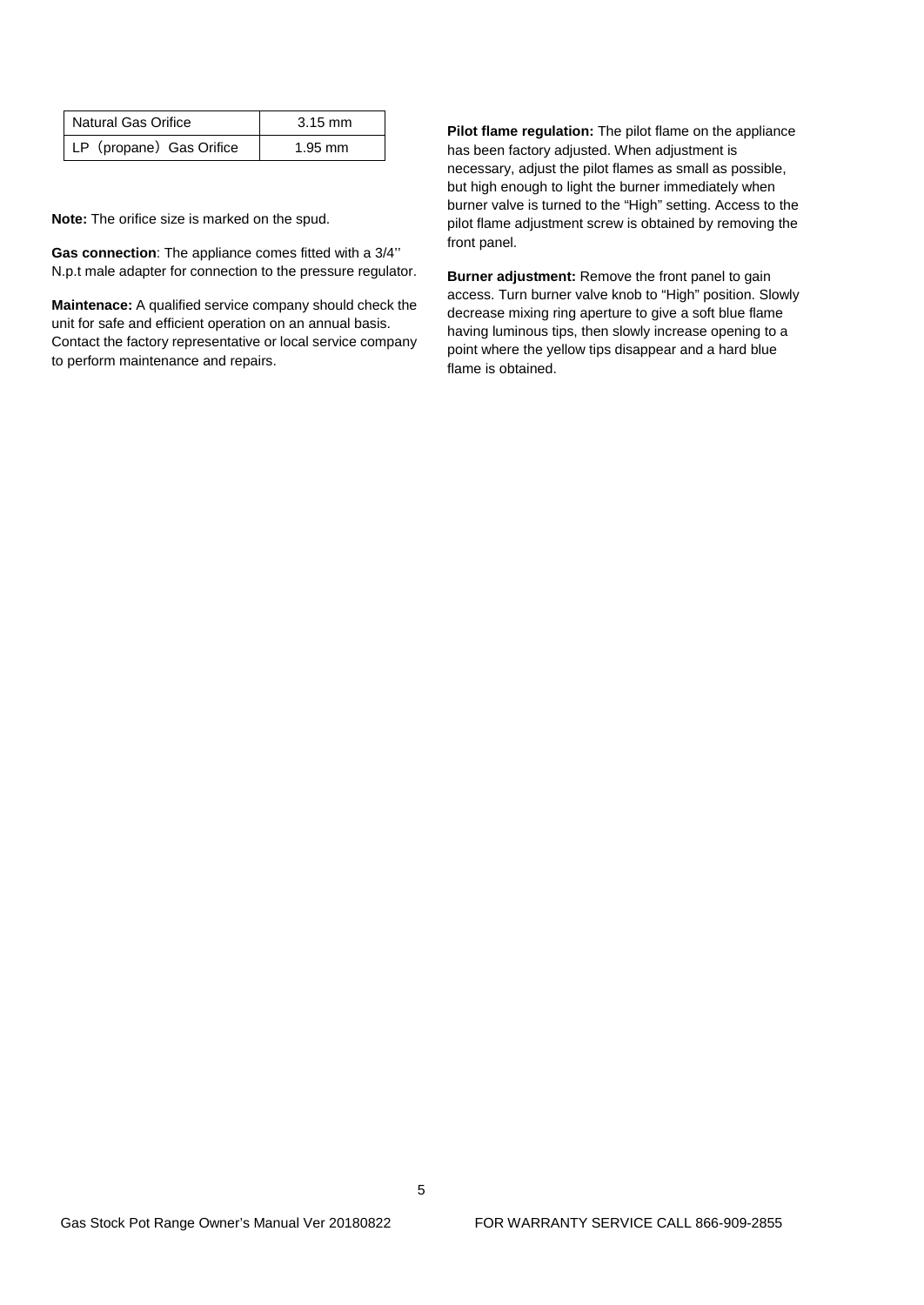| Natural Gas Orifice | 3.15 mm |
|---|---|
| LP（propane）Gas Orifice | 1.95 mm |

**Note:** The orifice size is marked on the spud.

**Gas connection**: The appliance comes fitted with a 3/4'' N.p.t male adapter for connection to the pressure regulator.

**Maintenace:** A qualified service company should check the unit for safe and efficient operation on an annual basis. Contact the factory representative or local service company to perform maintenance and repairs.

**Pilot flame regulation:** The pilot flame on the appliance has been factory adjusted. When adjustment is necessary, adjust the pilot flames as small as possible, but high enough to light the burner immediately when burner valve is turned to the "High" setting. Access to the pilot flame adjustment screw is obtained by removing the front panel.

**Burner adjustment:** Remove the front panel to gain access. Turn burner valve knob to "High" position. Slowly decrease mixing ring aperture to give a soft blue flame having luminous tips, then slowly increase opening to a point where the yellow tips disappear and a hard blue flame is obtained.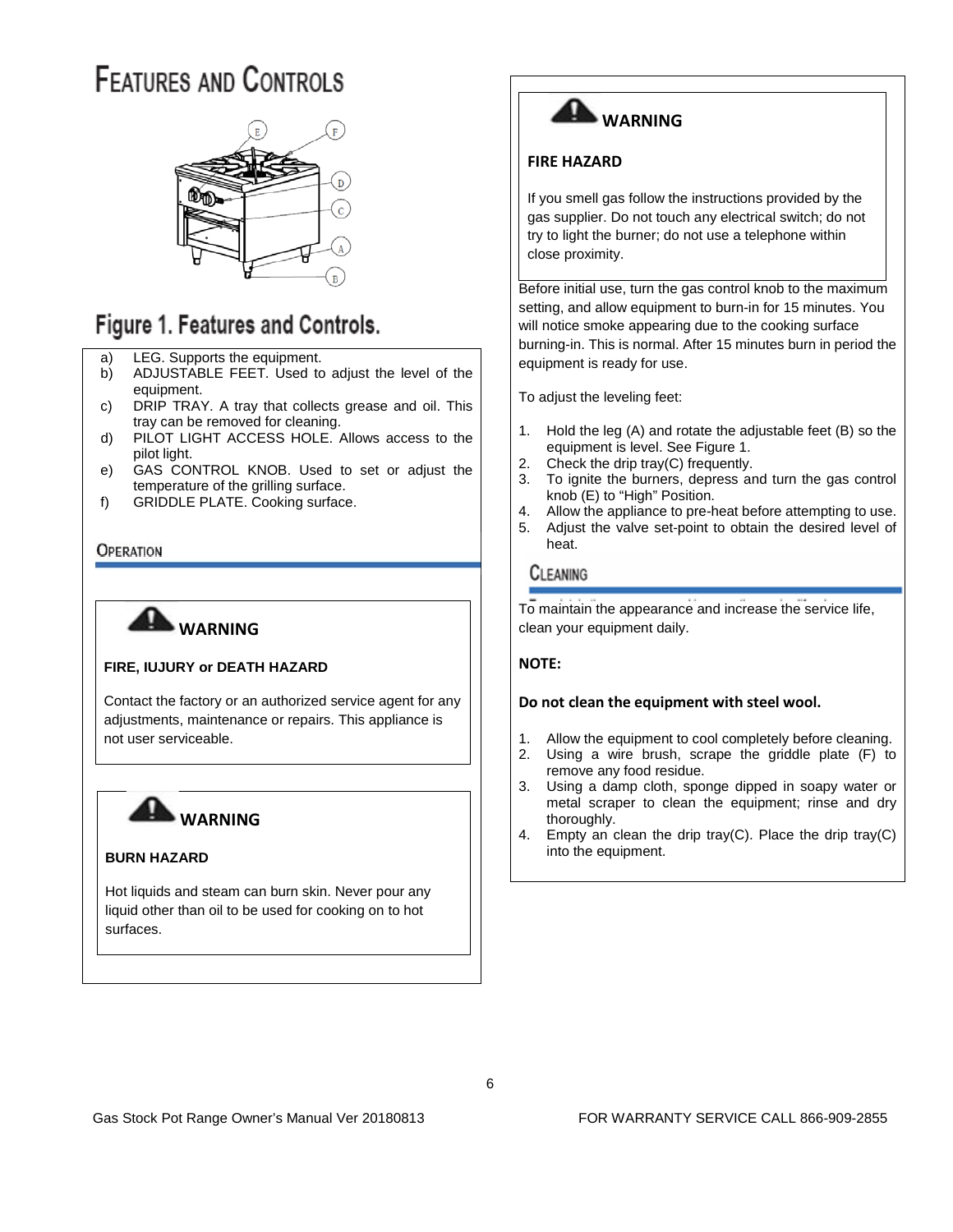# Features and Controls

Figure 1. Features and Controls.

a) LEG. Supports the equipment.
b) ADJUSTABLE FEET. Used to adjust the level of the equipment.
c) DRIP TRAY. A tray that collects grease and oil. This tray can be removed for cleaning.
d) PILOT LIGHT ACCESS HOLE. Allows access to the pilot light.
e) GAS CONTROL KNOB. Used to set or adjust the temperature of the grilling surface.
f) GRIDDLE PLATE. Cooking surface.

## Operation

**WARNING**

**FIRE, IUJURY or DEATH HAZARD**

Contact the factory or an authorized service agent for any adjustments, maintenance or repairs. This appliance is not user serviceable.

**WARNING**

**BURN HAZARD**

Hot liquids and steam can burn skin. Never pour any liquid other than oil to be used for cooking on to hot surfaces.

**WARNING**

**FIRE HAZARD**

If you smell gas follow the instructions provided by the gas supplier. Do not touch any electrical switch; do not try to light the burner; do not use a telephone within close proximity.

Before initial use, turn the gas control knob to the maximum setting, and allow equipment to burn-in for 15 minutes. You will notice smoke appearing due to the cooking surface burning-in. This is normal. After 15 minutes burn in period the equipment is ready for use.

To adjust the leveling feet:

1. Hold the leg (A) and rotate the adjustable feet (B) so the equipment is level. See Figure 1.
2. Check the drip tray(C) frequently.
3. To ignite the burners, depress and turn the gas control knob (E) to “High” Position.
4. Allow the appliance to pre-heat before attempting to use.
5. Adjust the valve set-point to obtain the desired level of heat.

## Cleaning

To maintain the appearance and increase the service life, clean your equipment daily.

**NOTE:**

**Do not clean the equipment with steel wool.**

1. Allow the equipment to cool completely before cleaning.
2. Using a wire brush, scrape the griddle plate (F) to remove any food residue.
3. Using a damp cloth, sponge dipped in soapy water or metal scraper to clean the equipment; rinse and dry thoroughly.
4. Empty an clean the drip tray(C). Place the drip tray(C) into the equipment.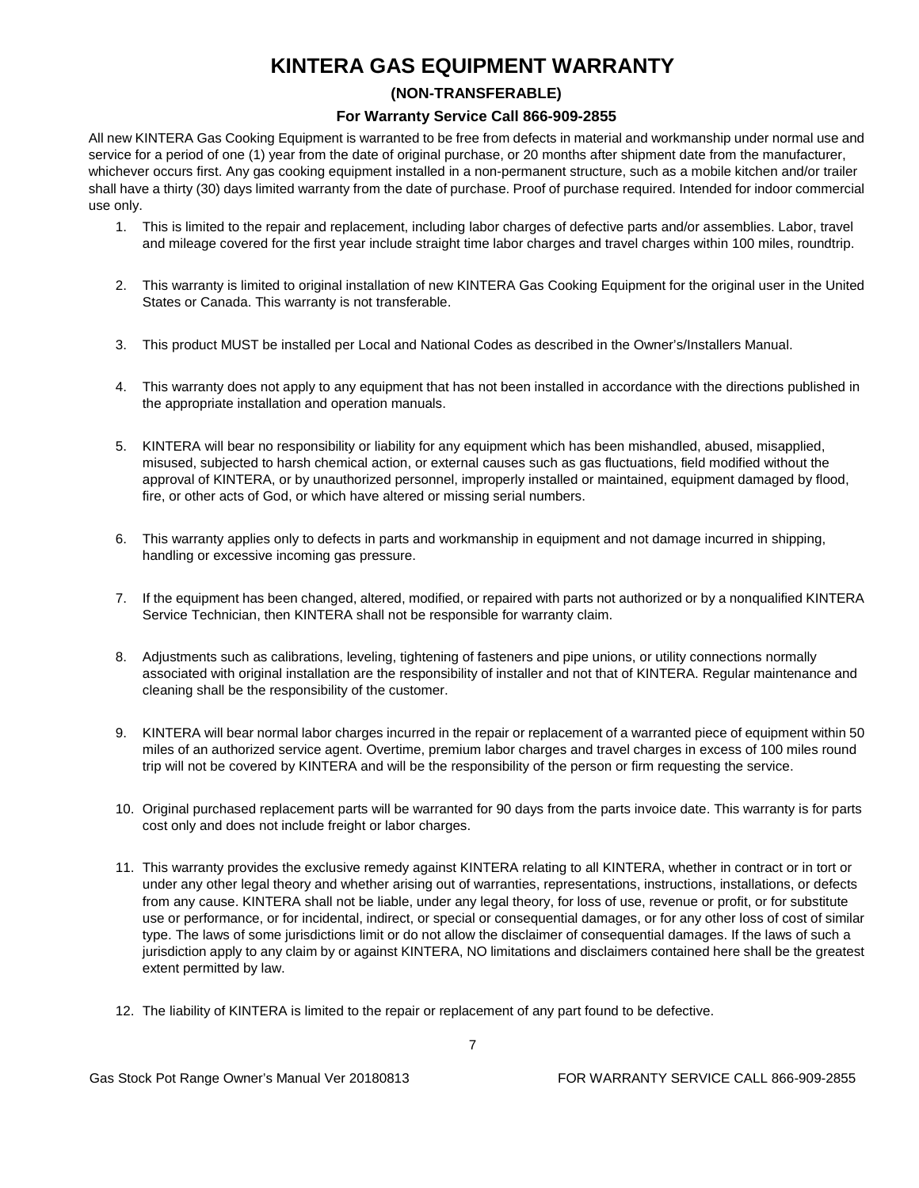# KINTERA GAS EQUIPMENT WARRANTY

**(NON-TRANSFERABLE)**

**For Warranty Service Call 866-909-2855**

All new KINTERA Gas Cooking Equipment is warranted to be free from defects in material and workmanship under normal use and service for a period of one (1) year from the date of original purchase, or 20 months after shipment date from the manufacturer, whichever occurs first. Any gas cooking equipment installed in a non-permanent structure, such as a mobile kitchen and/or trailer shall have a thirty (30) days limited warranty from the date of purchase. Proof of purchase required. Intended for indoor commercial use only.

1. This is limited to the repair and replacement, including labor charges of defective parts and/or assemblies. Labor, travel and mileage covered for the first year include straight time labor charges and travel charges within 100 miles, roundtrip.

2. This warranty is limited to original installation of new KINTERA Gas Cooking Equipment for the original user in the United States or Canada. This warranty is not transferable.

3. This product MUST be installed per Local and National Codes as described in the Owner's/Installers Manual.

4. This warranty does not apply to any equipment that has not been installed in accordance with the directions published in the appropriate installation and operation manuals.

5. KINTERA will bear no responsibility or liability for any equipment which has been mishandled, abused, misapplied, misused, subjected to harsh chemical action, or external causes such as gas fluctuations, field modified without the approval of KINTERA, or by unauthorized personnel, improperly installed or maintained, equipment damaged by flood, fire, or other acts of God, or which have altered or missing serial numbers.

6. This warranty applies only to defects in parts and workmanship in equipment and not damage incurred in shipping, handling or excessive incoming gas pressure.

7. If the equipment has been changed, altered, modified, or repaired with parts not authorized or by a nonqualified KINTERA Service Technician, then KINTERA shall not be responsible for warranty claim.

8. Adjustments such as calibrations, leveling, tightening of fasteners and pipe unions, or utility connections normally associated with original installation are the responsibility of installer and not that of KINTERA. Regular maintenance and cleaning shall be the responsibility of the customer.

9. KINTERA will bear normal labor charges incurred in the repair or replacement of a warranted piece of equipment within 50 miles of an authorized service agent. Overtime, premium labor charges and travel charges in excess of 100 miles round trip will not be covered by KINTERA and will be the responsibility of the person or firm requesting the service.

10. Original purchased replacement parts will be warranted for 90 days from the parts invoice date. This warranty is for parts cost only and does not include freight or labor charges.

11. This warranty provides the exclusive remedy against KINTERA relating to all KINTERA, whether in contract or in tort or under any other legal theory and whether arising out of warranties, representations, instructions, installations, or defects from any cause. KINTERA shall not be liable, under any legal theory, for loss of use, revenue or profit, or for substitute use or performance, or for incidental, indirect, or special or consequential damages, or for any other loss of cost of similar type. The laws of some jurisdictions limit or do not allow the disclaimer of consequential damages. If the laws of such a jurisdiction apply to any claim by or against KINTERA, NO limitations and disclaimers contained here shall be the greatest extent permitted by law.

12. The liability of KINTERA is limited to the repair or replacement of any part found to be defective.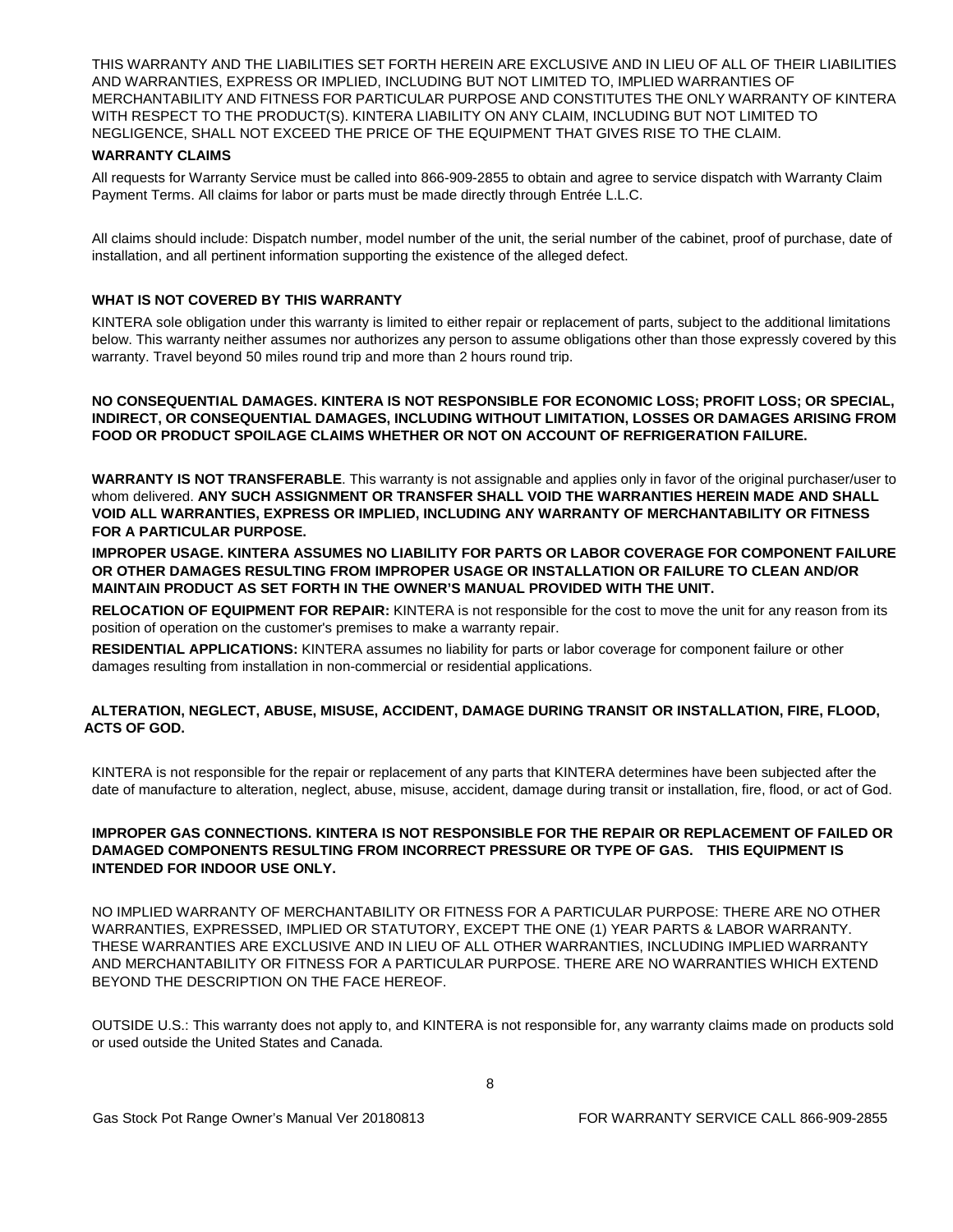THIS WARRANTY AND THE LIABILITIES SET FORTH HEREIN ARE EXCLUSIVE AND IN LIEU OF ALL OF THEIR LIABILITIES AND WARRANTIES, EXPRESS OR IMPLIED, INCLUDING BUT NOT LIMITED TO, IMPLIED WARRANTIES OF MERCHANTABILITY AND FITNESS FOR PARTICULAR PURPOSE AND CONSTITUTES THE ONLY WARRANTY OF KINTERA WITH RESPECT TO THE PRODUCT(S). KINTERA LIABILITY ON ANY CLAIM, INCLUDING BUT NOT LIMITED TO NEGLIGENCE, SHALL NOT EXCEED THE PRICE OF THE EQUIPMENT THAT GIVES RISE TO THE CLAIM.

**WARRANTY CLAIMS**

All requests for Warranty Service must be called into 866-909-2855 to obtain and agree to service dispatch with Warranty Claim Payment Terms. All claims for labor or parts must be made directly through Entrée L.L.C.

All claims should include: Dispatch number, model number of the unit, the serial number of the cabinet, proof of purchase, date of installation, and all pertinent information supporting the existence of the alleged defect.

**WHAT IS NOT COVERED BY THIS WARRANTY**

KINTERA sole obligation under this warranty is limited to either repair or replacement of parts, subject to the additional limitations below. This warranty neither assumes nor authorizes any person to assume obligations other than those expressly covered by this warranty. Travel beyond 50 miles round trip and more than 2 hours round trip.

**NO CONSEQUENTIAL DAMAGES. KINTERA IS NOT RESPONSIBLE FOR ECONOMIC LOSS; PROFIT LOSS; OR SPECIAL, INDIRECT, OR CONSEQUENTIAL DAMAGES, INCLUDING WITHOUT LIMITATION, LOSSES OR DAMAGES ARISING FROM FOOD OR PRODUCT SPOILAGE CLAIMS WHETHER OR NOT ON ACCOUNT OF REFRIGERATION FAILURE.**

**WARRANTY IS NOT TRANSFERABLE**. This warranty is not assignable and applies only in favor of the original purchaser/user to whom delivered. **ANY SUCH ASSIGNMENT OR TRANSFER SHALL VOID THE WARRANTIES HEREIN MADE AND SHALL VOID ALL WARRANTIES, EXPRESS OR IMPLIED, INCLUDING ANY WARRANTY OF MERCHANTABILITY OR FITNESS FOR A PARTICULAR PURPOSE.**

**IMPROPER USAGE. KINTERA ASSUMES NO LIABILITY FOR PARTS OR LABOR COVERAGE FOR COMPONENT FAILURE OR OTHER DAMAGES RESULTING FROM IMPROPER USAGE OR INSTALLATION OR FAILURE TO CLEAN AND/OR MAINTAIN PRODUCT AS SET FORTH IN THE OWNER'S MANUAL PROVIDED WITH THE UNIT.**

**RELOCATION OF EQUIPMENT FOR REPAIR:** KINTERA is not responsible for the cost to move the unit for any reason from its position of operation on the customer's premises to make a warranty repair.

**RESIDENTIAL APPLICATIONS:** KINTERA assumes no liability for parts or labor coverage for component failure or other damages resulting from installation in non-commercial or residential applications.

**ALTERATION, NEGLECT, ABUSE, MISUSE, ACCIDENT, DAMAGE DURING TRANSIT OR INSTALLATION, FIRE, FLOOD, ACTS OF GOD.**

KINTERA is not responsible for the repair or replacement of any parts that KINTERA determines have been subjected after the date of manufacture to alteration, neglect, abuse, misuse, accident, damage during transit or installation, fire, flood, or act of God.

**IMPROPER GAS CONNECTIONS. KINTERA IS NOT RESPONSIBLE FOR THE REPAIR OR REPLACEMENT OF FAILED OR DAMAGED COMPONENTS RESULTING FROM INCORRECT PRESSURE OR TYPE OF GAS. THIS EQUIPMENT IS INTENDED FOR INDOOR USE ONLY.**

NO IMPLIED WARRANTY OF MERCHANTABILITY OR FITNESS FOR A PARTICULAR PURPOSE: THERE ARE NO OTHER WARRANTIES, EXPRESSED, IMPLIED OR STATUTORY, EXCEPT THE ONE (1) YEAR PARTS & LABOR WARRANTY. THESE WARRANTIES ARE EXCLUSIVE AND IN LIEU OF ALL OTHER WARRANTIES, INCLUDING IMPLIED WARRANTY AND MERCHANTABILITY OR FITNESS FOR A PARTICULAR PURPOSE. THERE ARE NO WARRANTIES WHICH EXTEND BEYOND THE DESCRIPTION ON THE FACE HEREOF.

OUTSIDE U.S.: This warranty does not apply to, and KINTERA is not responsible for, any warranty claims made on products sold or used outside the United States and Canada.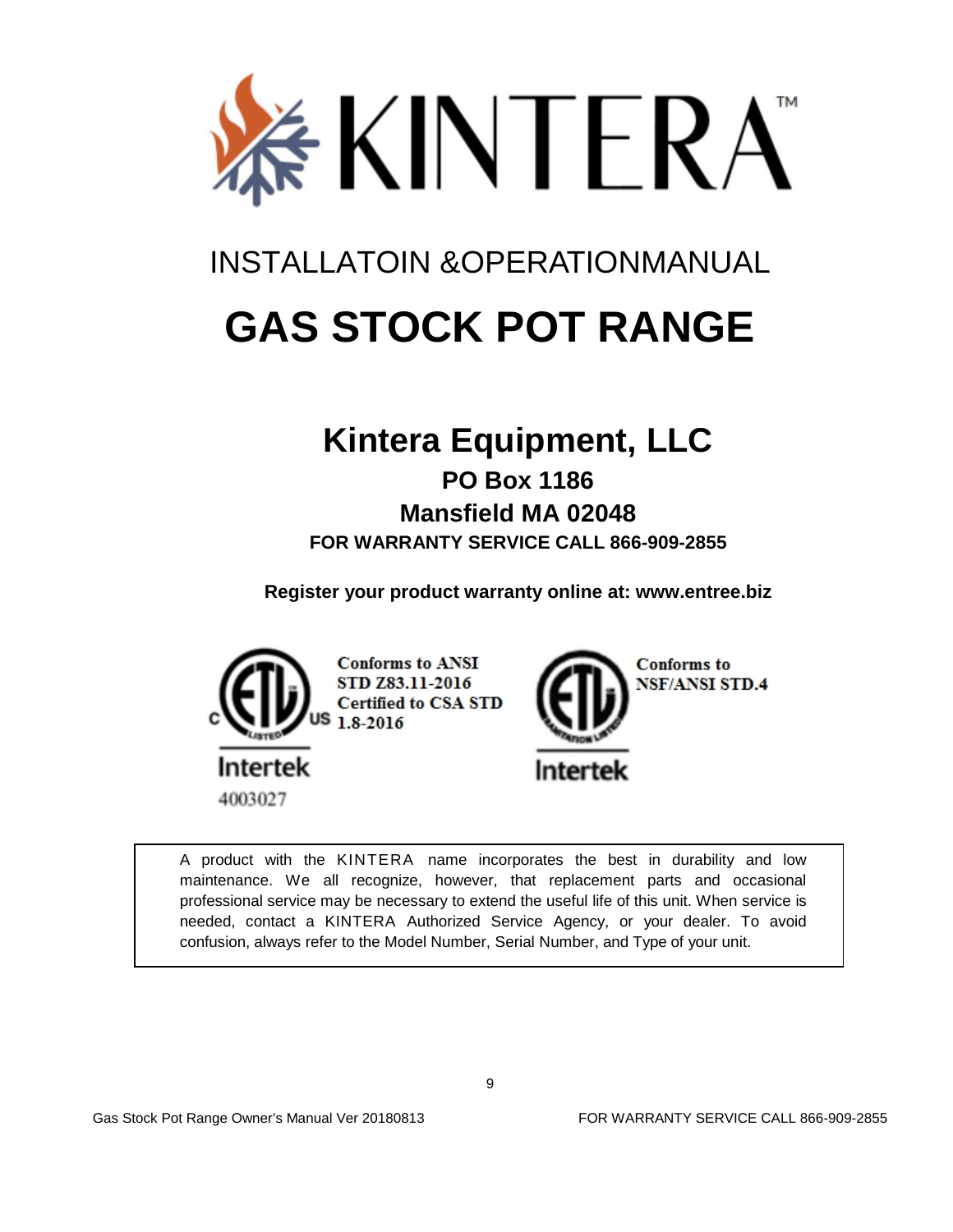# KINTERA™

INSTALLATOIN &OPERATIONMANUAL

# GAS STOCK POT RANGE

## Kintera Equipment, LLC

### PO Box 1186

### Mansfield MA 02048

**FOR WARRANTY SERVICE CALL 866-909-2855**

**Register your product warranty online at: www.entree.biz**

Intertek 4003027 — Conforms to ANSI STD Z83.11-2016 Certified to CSA STD 1.8-2016

Intertek — Conforms to NSF/ANSI STD.4

A product with the KINTERA name incorporates the best in durability and low maintenance. We all recognize, however, that replacement parts and occasional professional service may be necessary to extend the useful life of this unit. When service is needed, contact a KINTERA Authorized Service Agency, or your dealer. To avoid confusion, always refer to the Model Number, Serial Number, and Type of your unit.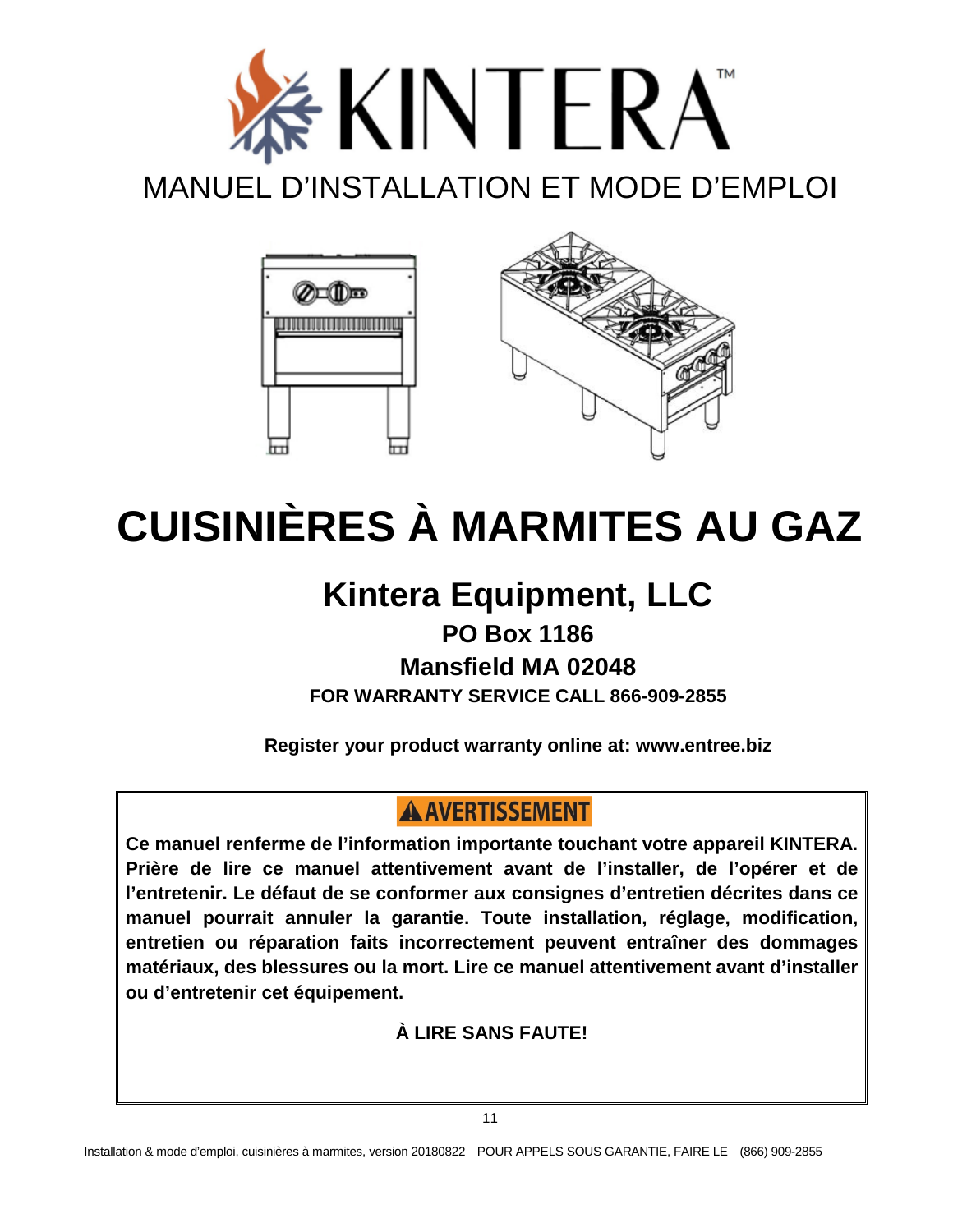# KINTERA™

## MANUEL D'INSTALLATION ET MODE D'EMPLOI

# CUISINIÈRES À MARMITES AU GAZ

## Kintera Equipment, LLC

**PO Box 1186**

**Mansfield MA 02048**

**FOR WARRANTY SERVICE CALL 866-909-2855**

**Register your product warranty online at: www.entree.biz**

---

**⚠ AVERTISSEMENT**

**Ce manuel renferme de l'information importante touchant votre appareil KINTERA. Prière de lire ce manuel attentivement avant de l'installer, de l'opérer et de l'entretenir. Le défaut de se conformer aux consignes d'entretien décrites dans ce manuel pourrait annuler la garantie. Toute installation, réglage, modification, entretien ou réparation faits incorrectement peuvent entraîner des dommages matériaux, des blessures ou la mort. Lire ce manuel attentivement avant d'installer ou d'entretenir cet équipement.**

**À LIRE SANS FAUTE!**

---

Installation & mode d'emploi, cuisinières à marmites, version 20180822 POUR APPELS SOUS GARANTIE, FAIRE LE (866) 909-2855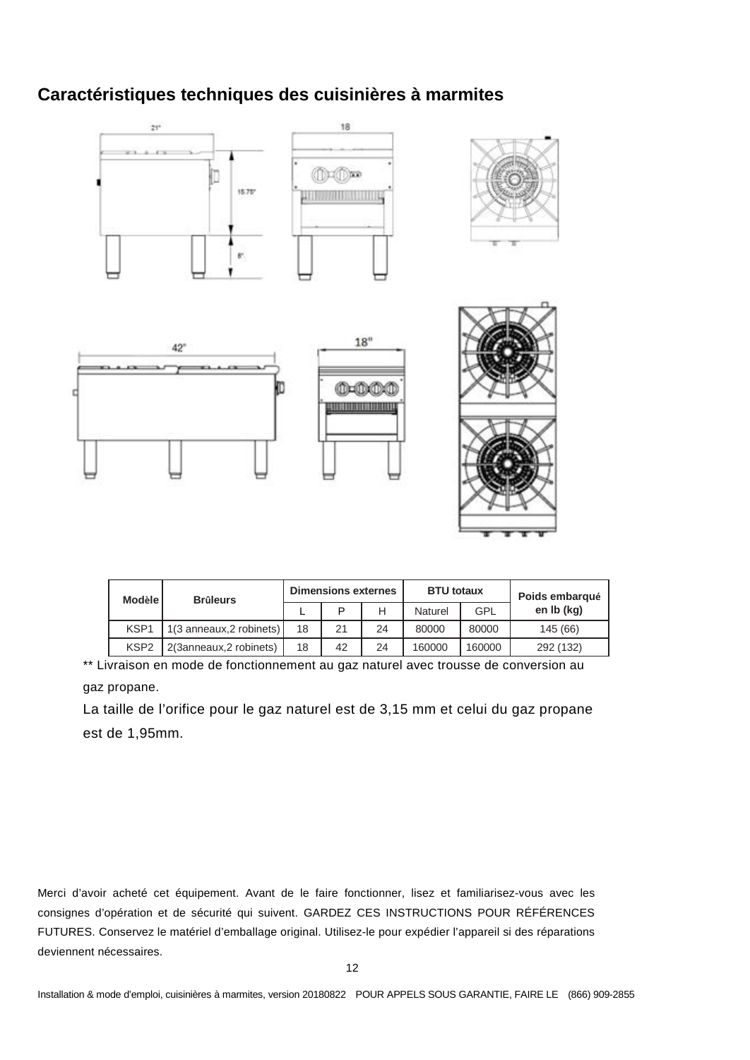## Caractéristiques techniques des cuisinières à marmites

| Modèle | Brûleurs | Dimensions externes | | | BTU totaux | | Poids embarqué en lb (kg) |
|---|---|---|---|---|---|---|---|
| | | L | P | H | Naturel | GPL | |
| KSP1 | 1(3 anneaux,2 robinets) | 18 | 21 | 24 | 80000 | 80000 | 145 (66) |
| KSP2 | 2(3anneaux,2 robinets) | 18 | 42 | 24 | 160000 | 160000 | 292 (132) |

** Livraison en mode de fonctionnement au gaz naturel avec trousse de conversion au gaz propane.

La taille de l'orifice pour le gaz naturel est de 3,15 mm et celui du gaz propane est de 1,95mm.

Merci d'avoir acheté cet équipement. Avant de le faire fonctionner, lisez et familiarisez-vous avec les consignes d'opération et de sécurité qui suivent. GARDEZ CES INSTRUCTIONS POUR RÉFÉRENCES FUTURES. Conservez le matériel d'emballage original. Utilisez-le pour expédier l'appareil si des réparations deviennent nécessaires.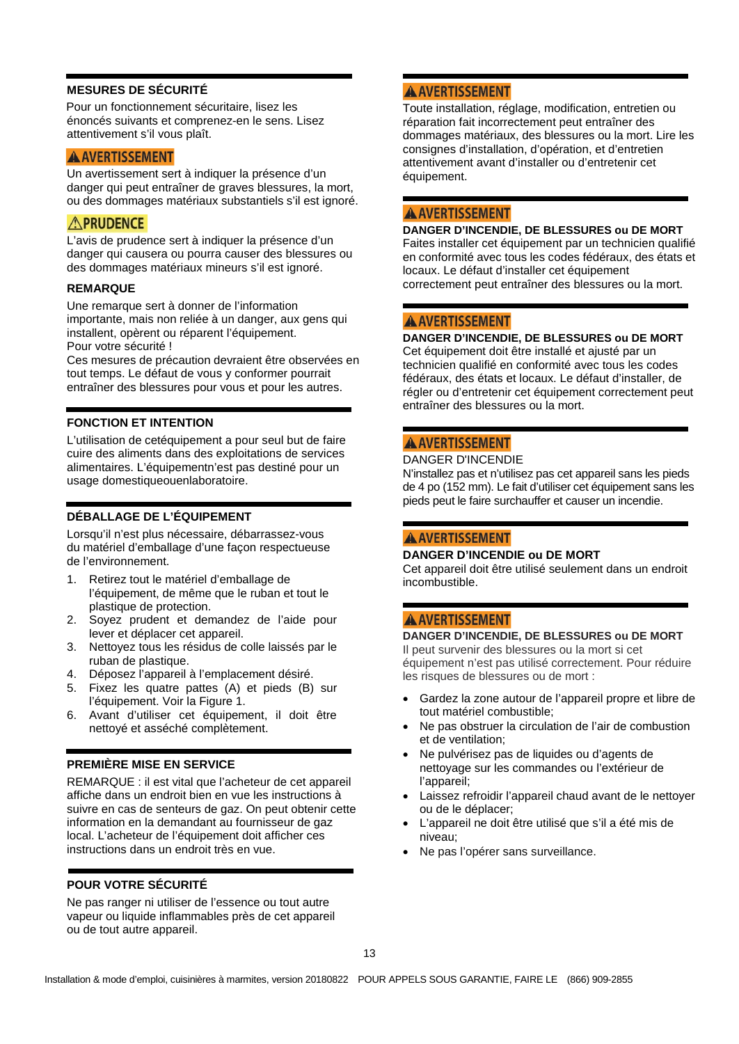## MESURES DE SÉCURITÉ

Pour un fonctionnement sécuritaire, lisez les énoncés suivants et comprenez-en le sens. Lisez attentivement s'il vous plaît.

**⚠AVERTISSEMENT**

Un avertissement sert à indiquer la présence d'un danger qui peut entraîner de graves blessures, la mort, ou des dommages matériaux substantiels s'il est ignoré.

**⚠PRUDENCE**

L'avis de prudence sert à indiquer la présence d'un danger qui causera ou pourra causer des blessures ou des dommages matériaux mineurs s'il est ignoré.

**REMARQUE**

Une remarque sert à donner de l'information importante, mais non reliée à un danger, aux gens qui installent, opèrent ou réparent l'équipement.
Pour votre sécurité !
Ces mesures de précaution devraient être observées en tout temps. Le défaut de vous y conformer pourrait entraîner des blessures pour vous et pour les autres.

## FONCTION ET INTENTION

L'utilisation de cetéquipement a pour seul but de faire cuire des aliments dans des exploitations de services alimentaires. L'équipementn'est pas destiné pour un usage domestiqueouenlaboratoire.

## DÉBALLAGE DE L'ÉQUIPEMENT

Lorsqu'il n'est plus nécessaire, débarrassez-vous du matériel d'emballage d'une façon respectueuse de l'environnement.

1. Retirez tout le matériel d'emballage de l'équipement, de même que le ruban et tout le plastique de protection.
2. Soyez prudent et demandez de l'aide pour lever et déplacer cet appareil.
3. Nettoyez tous les résidus de colle laissés par le ruban de plastique.
4. Déposez l'appareil à l'emplacement désiré.
5. Fixez les quatre pattes (A) et pieds (B) sur l'équipement. Voir la Figure 1.
6. Avant d'utiliser cet équipement, il doit être nettoyé et asséché complètement.

## PREMIÈRE MISE EN SERVICE

REMARQUE : il est vital que l'acheteur de cet appareil affiche dans un endroit bien en vue les instructions à suivre en cas de senteurs de gaz. On peut obtenir cette information en la demandant au fournisseur de gaz local. L'acheteur de l'équipement doit afficher ces instructions dans un endroit très en vue.

## POUR VOTRE SÉCURITÉ

Ne pas ranger ni utiliser de l'essence ou tout autre vapeur ou liquide inflammables près de cet appareil ou de tout autre appareil.

**⚠AVERTISSEMENT**

Toute installation, réglage, modification, entretien ou réparation fait incorrectement peut entraîner des dommages matériaux, des blessures ou la mort. Lire les consignes d'installation, d'opération, et d'entretien attentivement avant d'installer ou d'entretenir cet équipement.

**⚠AVERTISSEMENT**

**DANGER D'INCENDIE, DE BLESSURES ou DE MORT**
Faites installer cet équipement par un technicien qualifié en conformité avec tous les codes fédéraux, des états et locaux. Le défaut d'installer cet équipement correctement peut entraîner des blessures ou la mort.

**⚠AVERTISSEMENT**

**DANGER D'INCENDIE, DE BLESSURES ou DE MORT**
Cet équipement doit être installé et ajusté par un technicien qualifié en conformité avec tous les codes fédéraux, des états et locaux. Le défaut d'installer, de régler ou d'entretenir cet équipement correctement peut entraîner des blessures ou la mort.

**⚠AVERTISSEMENT**

DANGER D'INCENDIE
N'installez pas et n'utilisez pas cet appareil sans les pieds de 4 po (152 mm). Le fait d'utiliser cet équipement sans les pieds peut le faire surchauffer et causer un incendie.

**⚠AVERTISSEMENT**

**DANGER D'INCENDIE ou DE MORT**
Cet appareil doit être utilisé seulement dans un endroit incombustible.

**⚠AVERTISSEMENT**

**DANGER D'INCENDIE, DE BLESSURES ou DE MORT**
Il peut survenir des blessures ou la mort si cet équipement n'est pas utilisé correctement. Pour réduire les risques de blessures ou de mort :

- Gardez la zone autour de l'appareil propre et libre de tout matériel combustible;
- Ne pas obstruer la circulation de l'air de combustion et de ventilation;
- Ne pulvérisez pas de liquides ou d'agents de nettoyage sur les commandes ou l'extérieur de l'appareil;
- Laissez refroidir l'appareil chaud avant de le nettoyer ou de le déplacer;
- L'appareil ne doit être utilisé que s'il a été mis de niveau;
- Ne pas l'opérer sans surveillance.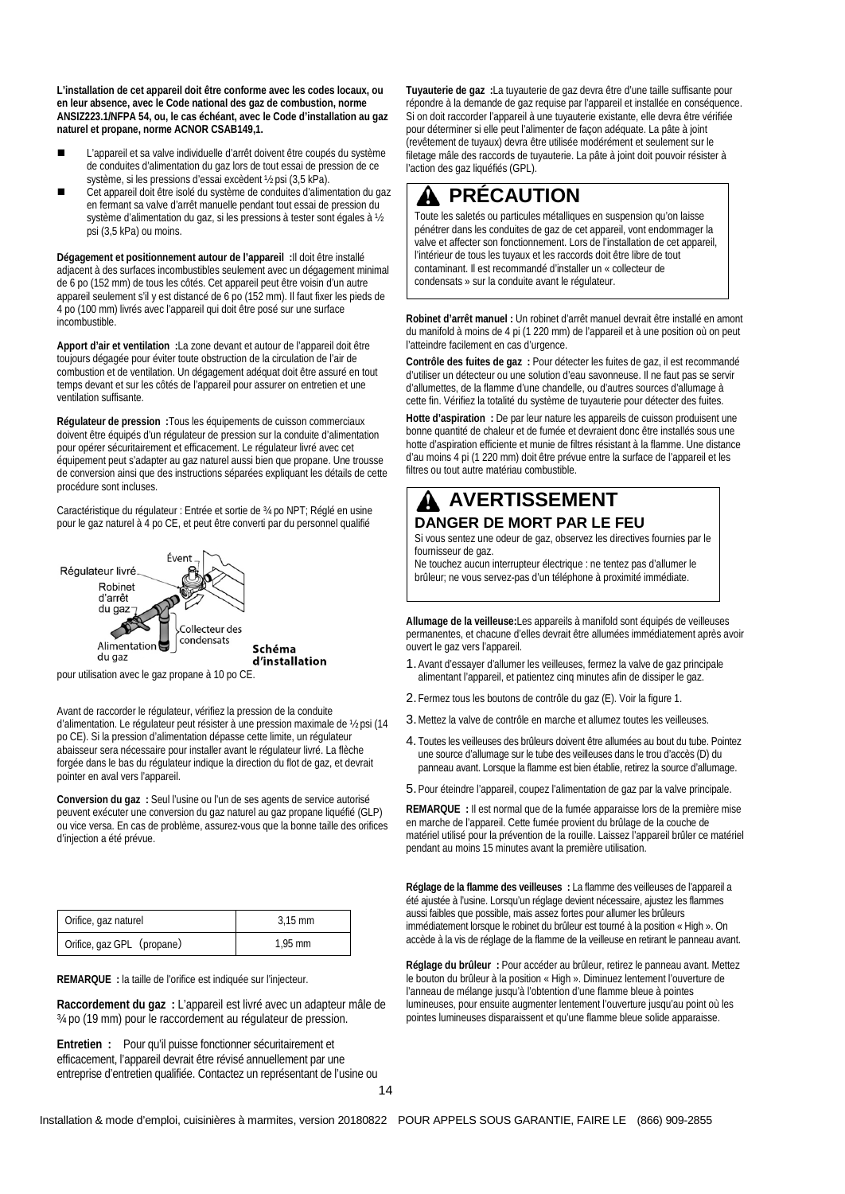**L'installation de cet appareil doit être conforme avec les codes locaux, ou en leur absence, avec le Code national des gaz de combustion, norme ANSIZ223.1/NFPA 54, ou, le cas échéant, avec le Code d'installation au gaz naturel et propane, norme ACNOR CSAB149,1.**

- L'appareil et sa valve individuelle d'arrêt doivent être coupés du système de conduites d'alimentation du gaz lors de tout essai de pression de ce système, si les pressions d'essai excèdent ½ psi (3,5 kPa).
- Cet appareil doit être isolé du système de conduites d'alimentation du gaz en fermant sa valve d'arrêt manuelle pendant tout essai de pression du système d'alimentation du gaz, si les pressions à tester sont égales à ½ psi (3,5 kPa) ou moins.

**Dégagement et positionnement autour de l'appareil :** Il doit être installé adjacent à des surfaces incombustibles seulement avec un dégagement minimal de 6 po (152 mm) de tous les côtés. Cet appareil peut être voisin d'un autre appareil seulement s'il y est distancé de 6 po (152 mm). Il faut fixer les pieds de 4 po (100 mm) livrés avec l'appareil qui doit être posé sur une surface incombustible.

**Apport d'air et ventilation :** La zone devant et autour de l'appareil doit être toujours dégagée pour éviter toute obstruction de la circulation de l'air de combustion et de ventilation. Un dégagement adéquat doit être assuré en tout temps devant et sur les côtés de l'appareil pour assurer on entretien et une ventilation suffisante.

**Régulateur de pression :** Tous les équipements de cuisson commerciaux doivent être équipés d'un régulateur de pression sur la conduite d'alimentation pour opérer sécuritairement et efficacement. Le régulateur livré avec cet équipement peut s'adapter au gaz naturel aussi bien que propane. Une trousse de conversion ainsi que des instructions séparées expliquant les détails de cette procédure sont incluses.

Caractéristique du régulateur : Entrée et sortie de ¾ po NPT; Réglé en usine pour le gaz naturel à 4 po CE, et peut être converti par du personnel qualifié

Régulateur livré · Évent · Robinet d'arrêt du gaz · Collecteur des condensats · Alimentation du gaz

**Schéma d'installation**

pour utilisation avec le gaz propane à 10 po CE.

Avant de raccorder le régulateur, vérifiez la pression de la conduite d'alimentation. Le régulateur peut résister à une pression maximale de ½ psi (14 po CE). Si la pression d'alimentation dépasse cette limite, un régulateur abaisseur sera nécessaire pour installer avant le régulateur livré. La flèche forgée dans le bas du régulateur indique la direction du flot de gaz, et devrait pointer en aval vers l'appareil.

**Conversion du gaz :** Seul l'usine ou l'un de ses agents de service autorisé peuvent exécuter une conversion du gaz naturel au gaz propane liquéfié (GLP) ou vice versa. En cas de problème, assurez-vous que la bonne taille des orifices d'injection a été prévue.

| Orifice, gaz naturel | 3,15 mm |
|---|---|
| Orifice, gaz GPL（propane） | 1,95 mm |

**REMARQUE :** la taille de l'orifice est indiquée sur l'injecteur.

**Raccordement du gaz :** L'appareil est livré avec un adapteur mâle de ¾ po (19 mm) pour le raccordement au régulateur de pression.

**Entretien :** Pour qu'il puisse fonctionner sécuritairement et efficacement, l'appareil devrait être révisé annuellement par une entreprise d'entretien qualifiée. Contactez un représentant de l'usine ou

**Tuyauterie de gaz :** La tuyauterie de gaz devra être d'une taille suffisante pour répondre à la demande de gaz requise par l'appareil et installée en conséquence. Si on doit raccorder l'appareil à une tuyauterie existante, elle devra être vérifiée pour déterminer si elle peut l'alimenter de façon adéquate. La pâte à joint (revêtement de tuyaux) devra être utilisée modérément et seulement sur le filetage mâle des raccords de tuyauterie. La pâte à joint doit pouvoir résister à l'action des gaz liquéfiés (GPL).

## ⚠ PRÉCAUTION

Toute les saletés ou particules métalliques en suspension qu'on laisse pénétrer dans les conduites de gaz de cet appareil, vont endommager la valve et affecter son fonctionnement. Lors de l'installation de cet appareil, l'intérieur de tous les tuyaux et les raccords doit être libre de tout contaminant. Il est recommandé d'installer un « collecteur de condensats » sur la conduite avant le régulateur.

**Robinet d'arrêt manuel :** Un robinet d'arrêt manuel devrait être installé en amont du manifold à moins de 4 pi (1 220 mm) de l'appareil et à une position où on peut l'atteindre facilement en cas d'urgence.

**Contrôle des fuites de gaz :** Pour détecter les fuites de gaz, il est recommandé d'utiliser un détecteur ou une solution d'eau savonneuse. Il ne faut pas se servir d'allumettes, de la flamme d'une chandelle, ou d'autres sources d'allumage à cette fin. Vérifiez la totalité du système de tuyauterie pour détecter des fuites.

**Hotte d'aspiration :** De par leur nature les appareils de cuisson produisent une bonne quantité de chaleur et de fumée et devraient donc être installés sous une hotte d'aspiration efficiente et munie de filtres résistant à la flamme. Une distance d'au moins 4 pi (1 220 mm) doit être prévue entre la surface de l'appareil et les filtres ou tout autre matériau combustible.

## ⚠ AVERTISSEMENT

**DANGER DE MORT PAR LE FEU**

Si vous sentez une odeur de gaz, observez les directives fournies par le fournisseur de gaz.
Ne touchez aucun interrupteur électrique : ne tentez pas d'allumer le brûleur; ne vous servez-pas d'un téléphone à proximité immédiate.

**Allumage de la veilleuse:** Les appareils à manifold sont équipés de veilleuses permanentes, et chacune d'elles devrait être allumées immédiatement après avoir ouvert le gaz vers l'appareil.

1. Avant d'essayer d'allumer les veilleuses, fermez la valve de gaz principale alimentant l'appareil, et patientez cinq minutes afin de dissiper le gaz.
2. Fermez tous les boutons de contrôle du gaz (E). Voir la figure 1.
3. Mettez la valve de contrôle en marche et allumez toutes les veilleuses.
4. Toutes les veilleuses des brûleurs doivent être allumées au bout du tube. Pointez une source d'allumage sur le tube des veilleuses dans le trou d'accès (D) du panneau avant. Lorsque la flamme est bien établie, retirez la source d'allumage.
5. Pour éteindre l'appareil, coupez l'alimentation de gaz par la valve principale.

**REMARQUE :** Il est normal que de la fumée apparaisse lors de la première mise en marche de l'appareil. Cette fumée provient du brûlage de la couche de matériel utilisé pour la prévention de la rouille. Laissez l'appareil brûler ce matériel pendant au moins 15 minutes avant la première utilisation.

**Réglage de la flamme des veilleuses :** La flamme des veilleuses de l'appareil a été ajustée à l'usine. Lorsqu'un réglage devient nécessaire, ajustez les flammes aussi faibles que possible, mais assez fortes pour allumer les brûleurs immédiatement lorsque le robinet du brûleur est tourné à la position « High ». On accède à la vis de réglage de la flamme de la veilleuse en retirant le panneau avant.

**Réglage du brûleur :** Pour accéder au brûleur, retirez le panneau avant. Mettez le bouton du brûleur à la position « High ». Diminuez lentement l'ouverture de l'anneau de mélange jusqu'à l'obtention d'une flamme bleue à pointes lumineuses, pour ensuite augmenter lentement l'ouverture jusqu'au point où les pointes lumineuses disparaissent et qu'une flamme bleue solide apparaisse.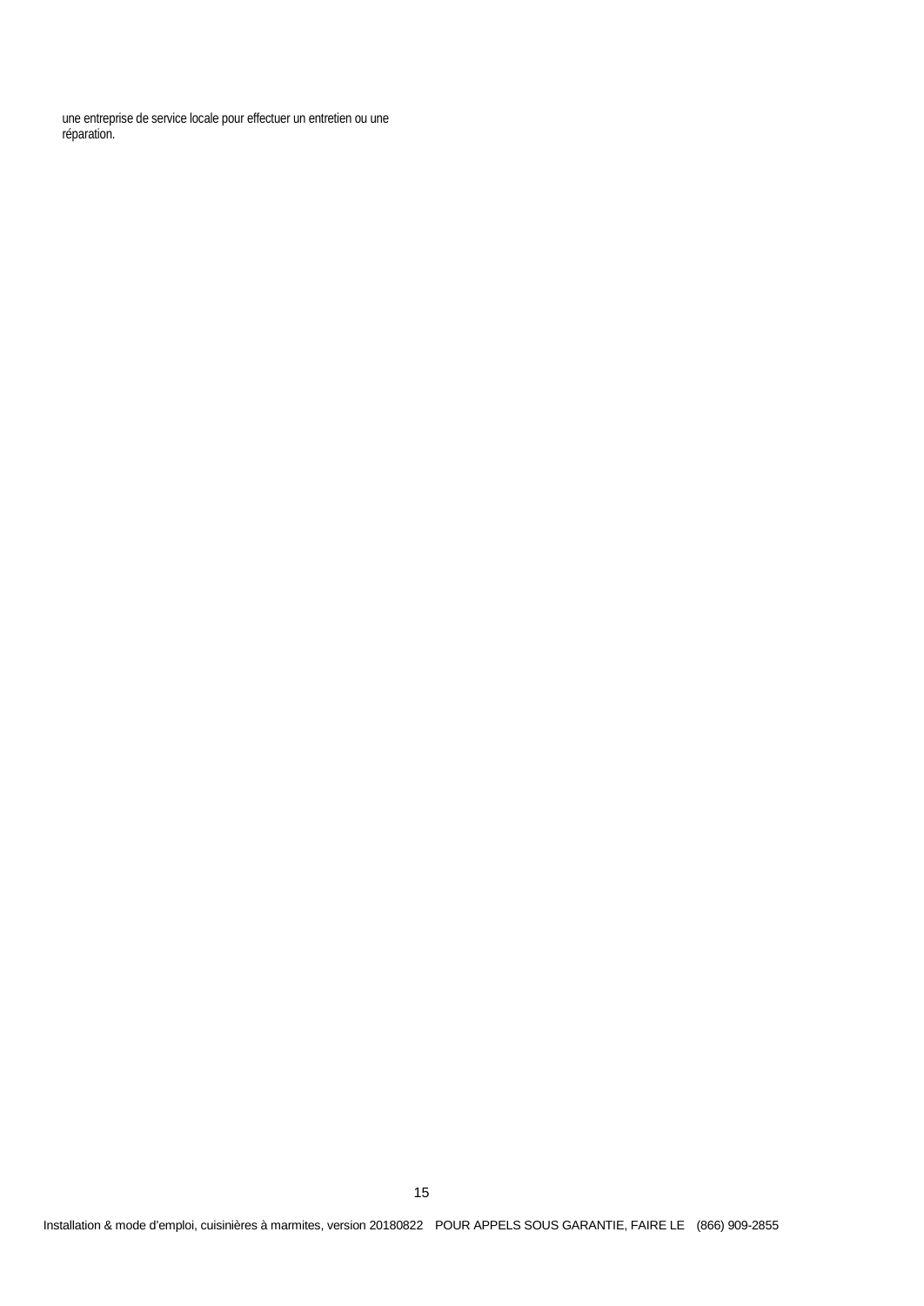une entreprise de service locale pour effectuer un entretien ou une réparation.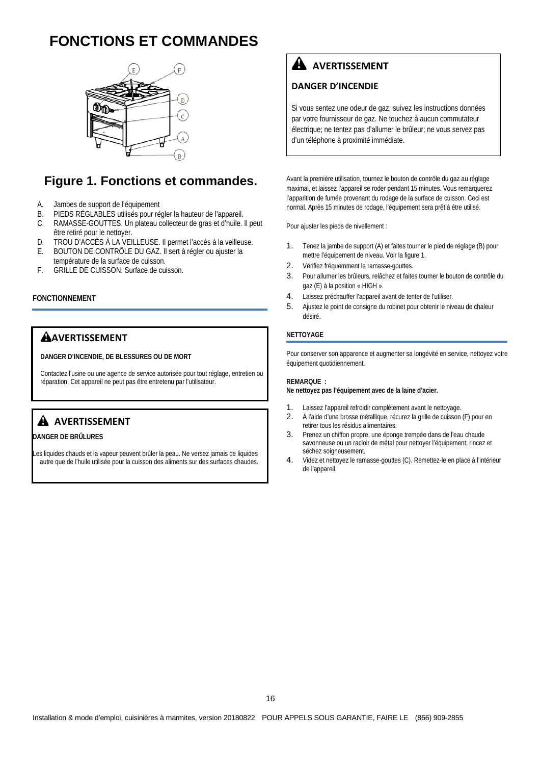# FONCTIONS ET COMMANDES

## Figure 1. Fonctions et commandes.

A. Jambes de support de l'équipement
B. PIEDS RÉGLABLES utilisés pour régler la hauteur de l'appareil.
C. RAMASSE-GOUTTES. Un plateau collecteur de gras et d'huile. Il peut être retiré pour le nettoyer.
D. TROU D'ACCÈS À LA VEILLEUSE. Il permet l'accès à la veilleuse.
E. BOUTON DE CONTRÔLE DU GAZ. Il sert à régler ou ajuster la température de la surface de cuisson.
F. GRILLE DE CUISSON. Surface de cuisson.

### FONCTIONNEMENT

**⚠AVERTISSEMENT**

**DANGER D'INCENDIE, DE BLESSURES OU DE MORT**

Contactez l'usine ou une agence de service autorisée pour tout réglage, entretien ou réparation. Cet appareil ne peut pas être entretenu par l'utilisateur.

**⚠ AVERTISSEMENT**

**DANGER DE BRÛLURES**

Les liquides chauds et la vapeur peuvent brûler la peau. Ne versez jamais de liquides autre que de l'huile utilisée pour la cuisson des aliments sur des surfaces chaudes.

**⚠ AVERTISSEMENT**

**DANGER D'INCENDIE**

Si vous sentez une odeur de gaz, suivez les instructions données par votre fournisseur de gaz. Ne touchez à aucun commutateur électrique; ne tentez pas d'allumer le brûleur; ne vous servez pas d'un téléphone à proximité immédiate.

Avant la première utilisation, tournez le bouton de contrôle du gaz au réglage maximal, et laissez l'appareil se roder pendant 15 minutes. Vous remarquerez l'apparition de fumée provenant du rodage de la surface de cuisson. Ceci est normal. Après 15 minutes de rodage, l'équipement sera prêt à être utilisé.

Pour ajuster les pieds de nivellement :

1. Tenez la jambe de support (A) et faites tourner le pied de réglage (B) pour mettre l'équipement de niveau. Voir la figure 1.
2. Vérifiez fréquemment le ramasse-gouttes.
3. Pour allumer les brûleurs, relâchez et faites tourner le bouton de contrôle du gaz (E) à la position « HIGH ».
4. Laissez préchauffer l'appareil avant de tenter de l'utiliser.
5. Ajustez le point de consigne du robinet pour obtenir le niveau de chaleur désiré.

### NETTOYAGE

Pour conserver son apparence et augmenter sa longévité en service, nettoyez votre équipement quotidiennement.

**REMARQUE :**
**Ne nettoyez pas l'équipement avec de la laine d'acier.**

1. Laissez l'appareil refroidir complètement avant le nettoyage.
2. À l'aide d'une brosse métallique, récurez la grille de cuisson (F) pour en retirer tous les résidus alimentaires.
3. Prenez un chiffon propre, une éponge trempée dans de l'eau chaude savonneuse ou un racloir de métal pour nettoyer l'équipement; rincez et séchez soigneusement.
4. Videz et nettoyez le ramasse-gouttes (C). Remettez-le en place à l'intérieur de l'appareil.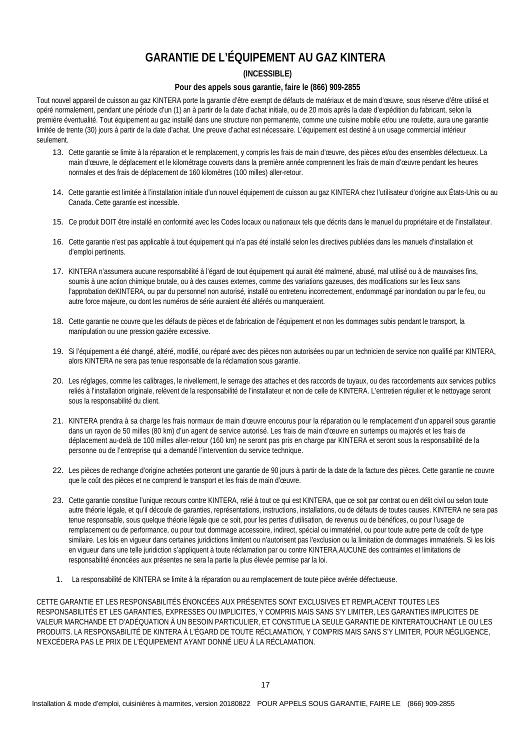# GARANTIE DE L'ÉQUIPEMENT AU GAZ KINTERA

**(INCESSIBLE)**

**Pour des appels sous garantie, faire le (866) 909-2855**

Tout nouvel appareil de cuisson au gaz KINTERA porte la garantie d'être exempt de défauts de matériaux et de main d'œuvre, sous réserve d'être utilisé et opéré normalement, pendant une période d'un (1) an à partir de la date d'achat initiale, ou de 20 mois après la date d'expédition du fabricant, selon la première éventualité. Tout équipement au gaz installé dans une structure non permanente, comme une cuisine mobile et/ou une roulette, aura une garantie limitée de trente (30) jours à partir de la date d'achat. Une preuve d'achat est nécessaire. L'équipement est destiné à un usage commercial intérieur seulement.

13. Cette garantie se limite à la réparation et le remplacement, y compris les frais de main d'œuvre, des pièces et/ou des ensembles défectueux. La main d'œuvre, le déplacement et le kilométrage couverts dans la première année comprennent les frais de main d'œuvre pendant les heures normales et des frais de déplacement de 160 kilomètres (100 milles) aller-retour.
14. Cette garantie est limitée à l'installation initiale d'un nouvel équipement de cuisson au gaz KINTERA chez l'utilisateur d'origine aux États-Unis ou au Canada. Cette garantie est incessible.
15. Ce produit DOIT être installé en conformité avec les Codes locaux ou nationaux tels que décrits dans le manuel du propriétaire et de l'installateur.
16. Cette garantie n'est pas applicable à tout équipement qui n'a pas été installé selon les directives publiées dans les manuels d'installation et d'emploi pertinents.
17. KINTERA n'assumera aucune responsabilité à l'égard de tout équipement qui aurait été malmené, abusé, mal utilisé ou à de mauvaises fins, soumis à une action chimique brutale, ou à des causes externes, comme des variations gazeuses, des modifications sur les lieux sans l'approbation deKINTERA, ou par du personnel non autorisé, installé ou entretenu incorrectement, endommagé par inondation ou par le feu, ou autre force majeure, ou dont les numéros de série auraient été altérés ou manqueraient.
18. Cette garantie ne couvre que les défauts de pièces et de fabrication de l'équipement et non les dommages subis pendant le transport, la manipulation ou une pression gazière excessive.
19. Si l'équipement a été changé, altéré, modifié, ou réparé avec des pièces non autorisées ou par un technicien de service non qualifié par KINTERA, alors KINTERA ne sera pas tenue responsable de la réclamation sous garantie.
20. Les réglages, comme les calibrages, le nivellement, le serrage des attaches et des raccords de tuyaux, ou des raccordements aux services publics reliés à l'installation originale, relèvent de la responsabilité de l'installateur et non de celle de KINTERA. L'entretien régulier et le nettoyage seront sous la responsabilité du client.
21. KINTERA prendra à sa charge les frais normaux de main d'œuvre encourus pour la réparation ou le remplacement d'un appareil sous garantie dans un rayon de 50 milles (80 km) d'un agent de service autorisé. Les frais de main d'œuvre en surtemps ou majorés et les frais de déplacement au-delà de 100 milles aller-retour (160 km) ne seront pas pris en charge par KINTERA et seront sous la responsabilité de la personne ou de l'entreprise qui a demandé l'intervention du service technique.
22. Les pièces de rechange d'origine achetées porteront une garantie de 90 jours à partir de la date de la facture des pièces. Cette garantie ne couvre que le coût des pièces et ne comprend le transport et les frais de main d'œuvre.
23. Cette garantie constitue l'unique recours contre KINTERA, relié à tout ce qui est KINTERA, que ce soit par contrat ou en délit civil ou selon toute autre théorie légale, et qu'il découle de garanties, représentations, instructions, installations, ou de défauts de toutes causes. KINTERA ne sera pas tenue responsable, sous quelque théorie légale que ce soit, pour les pertes d'utilisation, de revenus ou de bénéfices, ou pour l'usage de remplacement ou de performance, ou pour tout dommage accessoire, indirect, spécial ou immatériel, ou pour toute autre perte de coût de type similaire. Les lois en vigueur dans certaines juridictions limitent ou n'autorisent pas l'exclusion ou la limitation de dommages immatériels. Si les lois en vigueur dans une telle juridiction s'appliquent à toute réclamation par ou contre KINTERA,AUCUNE des contraintes et limitations de responsabilité énoncées aux présentes ne sera la partie la plus élevée permise par la loi.

1. La responsabilité de KINTERA se limite à la réparation ou au remplacement de toute pièce avérée défectueuse.

CETTE GARANTIE ET LES RESPONSABILITÉS ÉNONCÉES AUX PRÉSENTES SONT EXCLUSIVES ET REMPLACENT TOUTES LES RESPONSABILITÉS ET LES GARANTIES, EXPRESSES OU IMPLICITES, Y COMPRIS MAIS SANS S'Y LIMITER, LES GARANTIES IMPLICITES DE VALEUR MARCHANDE ET D'ADÉQUATION À UN BESOIN PARTICULIER, ET CONSTITUE LA SEULE GARANTIE DE KINTERATOUCHANT LE OU LES PRODUITS. LA RESPONSABILITÉ DE KINTERA À L'ÉGARD DE TOUTE RÉCLAMATION, Y COMPRIS MAIS SANS S'Y LIMITER, POUR NÉGLIGENCE, N'EXCÉDERA PAS LE PRIX DE L'ÉQUIPEMENT AYANT DONNÉ LIEU À LA RÉCLAMATION.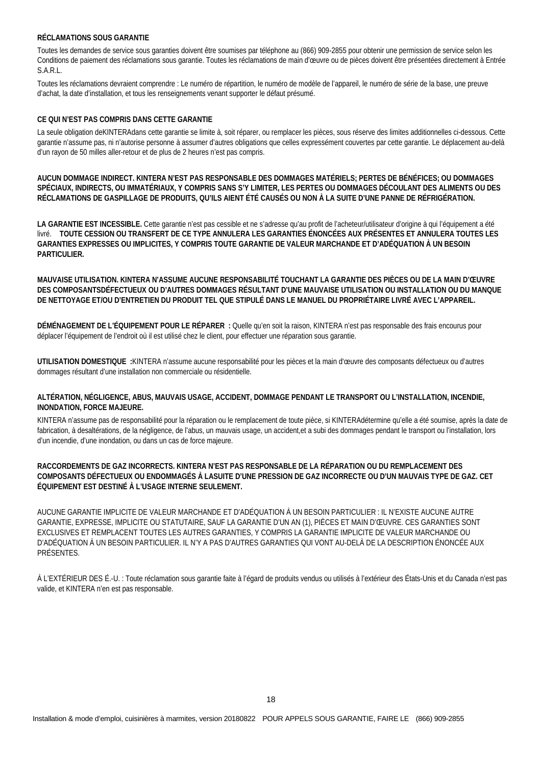**RÉCLAMATIONS SOUS GARANTIE**

Toutes les demandes de service sous garanties doivent être soumises par téléphone au (866) 909-2855 pour obtenir une permission de service selon les Conditions de paiement des réclamations sous garantie. Toutes les réclamations de main d'œuvre ou de pièces doivent être présentées directement à Entrée S.A.R.L.

Toutes les réclamations devraient comprendre : Le numéro de répartition, le numéro de modèle de l'appareil, le numéro de série de la base, une preuve d'achat, la date d'installation, et tous les renseignements venant supporter le défaut présumé.

**CE QUI N'EST PAS COMPRIS DANS CETTE GARANTIE**

La seule obligation deKINTERAdans cette garantie se limite à, soit réparer, ou remplacer les pièces, sous réserve des limites additionnelles ci-dessous. Cette garantie n'assume pas, ni n'autorise personne à assumer d'autres obligations que celles expressément couvertes par cette garantie. Le déplacement au-delà d'un rayon de 50 milles aller-retour et de plus de 2 heures n'est pas compris.

**AUCUN DOMMAGE INDIRECT. KINTERA N'EST PAS RESPONSABLE DES DOMMAGES MATÉRIELS; PERTES DE BÉNÉFICES; OU DOMMAGES SPÉCIAUX, INDIRECTS, OU IMMATÉRIAUX, Y COMPRIS SANS S'Y LIMITER, LES PERTES OU DOMMAGES DÉCOULANT DES ALIMENTS OU DES RÉCLAMATIONS DE GASPILLAGE DE PRODUITS, QU'ILS AIENT ÉTÉ CAUSÉS OU NON À LA SUITE D'UNE PANNE DE RÉFRIGÉRATION.**

**LA GARANTIE EST INCESSIBLE.** Cette garantie n'est pas cessible et ne s'adresse qu'au profit de l'acheteur/utilisateur d'origine à qui l'équipement a été livré. **TOUTE CESSION OU TRANSFERT DE CE TYPE ANNULERA LES GARANTIES ÉNONCÉES AUX PRÉSENTES ET ANNULERA TOUTES LES GARANTIES EXPRESSES OU IMPLICITES, Y COMPRIS TOUTE GARANTIE DE VALEUR MARCHANDE ET D'ADÉQUATION À UN BESOIN PARTICULIER.**

**MAUVAISE UTILISATION. KINTERA N'ASSUME AUCUNE RESPONSABILITÉ TOUCHANT LA GARANTIE DES PIÈCES OU DE LA MAIN D'ŒUVRE DES COMPOSANTSDÉFECTUEUX OU D'AUTRES DOMMAGES RÉSULTANT D'UNE MAUVAISE UTILISATION OU INSTALLATION OU DU MANQUE DE NETTOYAGE ET/OU D'ENTRETIEN DU PRODUIT TEL QUE STIPULÉ DANS LE MANUEL DU PROPRIÉTAIRE LIVRÉ AVEC L'APPAREIL.**

**DÉMÉNAGEMENT DE L'ÉQUIPEMENT POUR LE RÉPARER :** Quelle qu'en soit la raison, KINTERA n'est pas responsable des frais encourus pour déplacer l'équipement de l'endroit où il est utilisé chez le client, pour effectuer une réparation sous garantie.

**UTILISATION DOMESTIQUE :**KINTERA n'assume aucune responsabilité pour les pièces et la main d'œuvre des composants défectueux ou d'autres dommages résultant d'une installation non commerciale ou résidentielle.

**ALTÉRATION, NÉGLIGENCE, ABUS, MAUVAIS USAGE, ACCIDENT, DOMMAGE PENDANT LE TRANSPORT OU L'INSTALLATION, INCENDIE, INONDATION, FORCE MAJEURE.**

KINTERA n'assume pas de responsabilité pour la réparation ou le remplacement de toute pièce, si KINTERAdétermine qu'elle a été soumise, après la date de fabrication, à desaltérations, de la négligence, de l'abus, un mauvais usage, un accident,et a subi des dommages pendant le transport ou l'installation, lors d'un incendie, d'une inondation, ou dans un cas de force majeure.

**RACCORDEMENTS DE GAZ INCORRECTS. KINTERA N'EST PAS RESPONSABLE DE LA RÉPARATION OU DU REMPLACEMENT DES COMPOSANTS DÉFECTUEUX OU ENDOMMAGÉS À LASUITE D'UNE PRESSION DE GAZ INCORRECTE OU D'UN MAUVAIS TYPE DE GAZ. CET ÉQUIPEMENT EST DESTINÉ À L'USAGE INTERNE SEULEMENT.**

AUCUNE GARANTIE IMPLICITE DE VALEUR MARCHANDE ET D'ADÉQUATION À UN BESOIN PARTICULIER : IL N'EXISTE AUCUNE AUTRE GARANTIE, EXPRESSE, IMPLICITE OU STATUTAIRE, SAUF LA GARANTIE D'UN AN (1), PIÈCES ET MAIN D'ŒUVRE. CES GARANTIES SONT EXCLUSIVES ET REMPLACENT TOUTES LES AUTRES GARANTIES, Y COMPRIS LA GARANTIE IMPLICITE DE VALEUR MARCHANDE OU D'ADÉQUATION À UN BESOIN PARTICULIER. IL N'Y A PAS D'AUTRES GARANTIES QUI VONT AU-DELÀ DE LA DESCRIPTION ÉNONCÉE AUX PRÉSENTES.

À L'EXTÉRIEUR DES É.-U. : Toute réclamation sous garantie faite à l'égard de produits vendus ou utilisés à l'extérieur des États-Unis et du Canada n'est pas valide, et KINTERA n'en est pas responsable.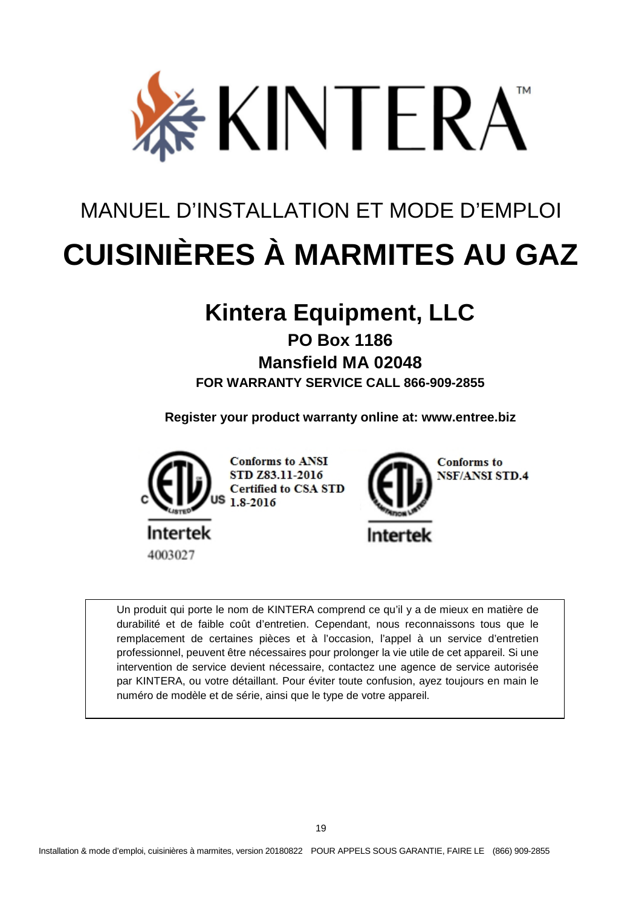KINTERA™

# MANUEL D'INSTALLATION ET MODE D'EMPLOI

# CUISINIÈRES À MARMITES AU GAZ

## Kintera Equipment, LLC

**PO Box 1186**

**Mansfield MA 02048**

**FOR WARRANTY SERVICE CALL 866-909-2855**

**Register your product warranty online at: www.entree.biz**

Conforms to ANSI STD Z83.11-2016 Certified to CSA STD 1.8-2016

Intertek 4003027

Conforms to NSF/ANSI STD.4

Intertek

Un produit qui porte le nom de KINTERA comprend ce qu'il y a de mieux en matière de durabilité et de faible coût d'entretien. Cependant, nous reconnaissons tous que le remplacement de certaines pièces et à l'occasion, l'appel à un service d'entretien professionnel, peuvent être nécessaires pour prolonger la vie utile de cet appareil. Si une intervention de service devient nécessaire, contactez une agence de service autorisée par KINTERA, ou votre détaillant. Pour éviter toute confusion, ayez toujours en main le numéro de modèle et de série, ainsi que le type de votre appareil.